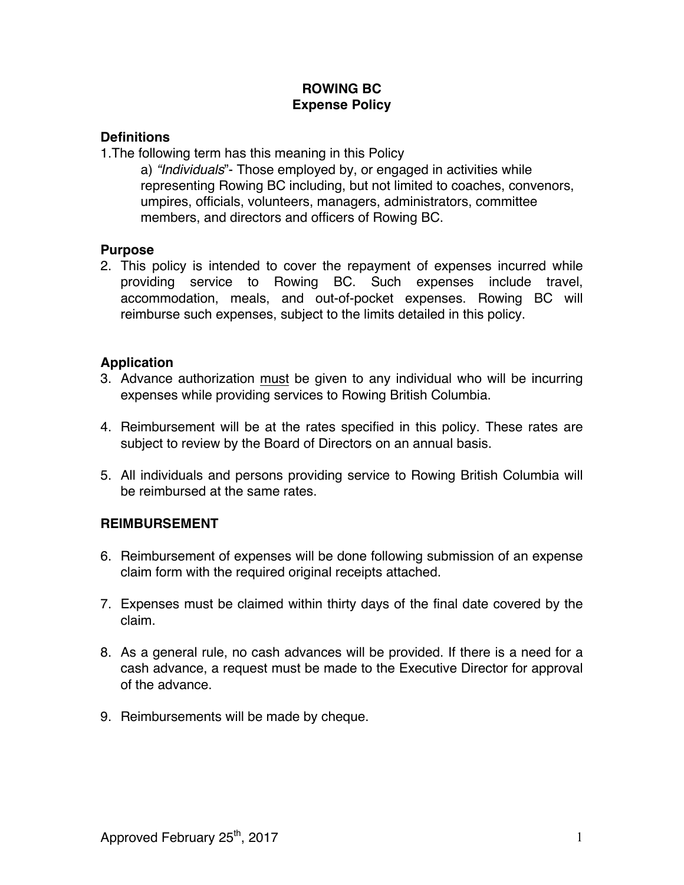# ROWING BC
## Expense Policy

### Definitions

1.The following term has this meaning in this Policy

a) *"Individuals*"- Those employed by, or engaged in activities while representing Rowing BC including, but not limited to coaches, convenors, umpires, officials, volunteers, managers, administrators, committee members, and directors and officers of Rowing BC.

### Purpose

2. This policy is intended to cover the repayment of expenses incurred while providing service to Rowing BC. Such expenses include travel, accommodation, meals, and out-of-pocket expenses. Rowing BC will reimburse such expenses, subject to the limits detailed in this policy.

### Application

3. Advance authorization <u>must</u> be given to any individual who will be incurring expenses while providing services to Rowing British Columbia.

4. Reimbursement will be at the rates specified in this policy. These rates are subject to review by the Board of Directors on an annual basis.

5. All individuals and persons providing service to Rowing British Columbia will be reimbursed at the same rates.

### REIMBURSEMENT

6. Reimbursement of expenses will be done following submission of an expense claim form with the required original receipts attached.

7. Expenses must be claimed within thirty days of the final date covered by the claim.

8. As a general rule, no cash advances will be provided. If there is a need for a cash advance, a request must be made to the Executive Director for approval of the advance.

9. Reimbursements will be made by cheque.

Approved February 25th, 2017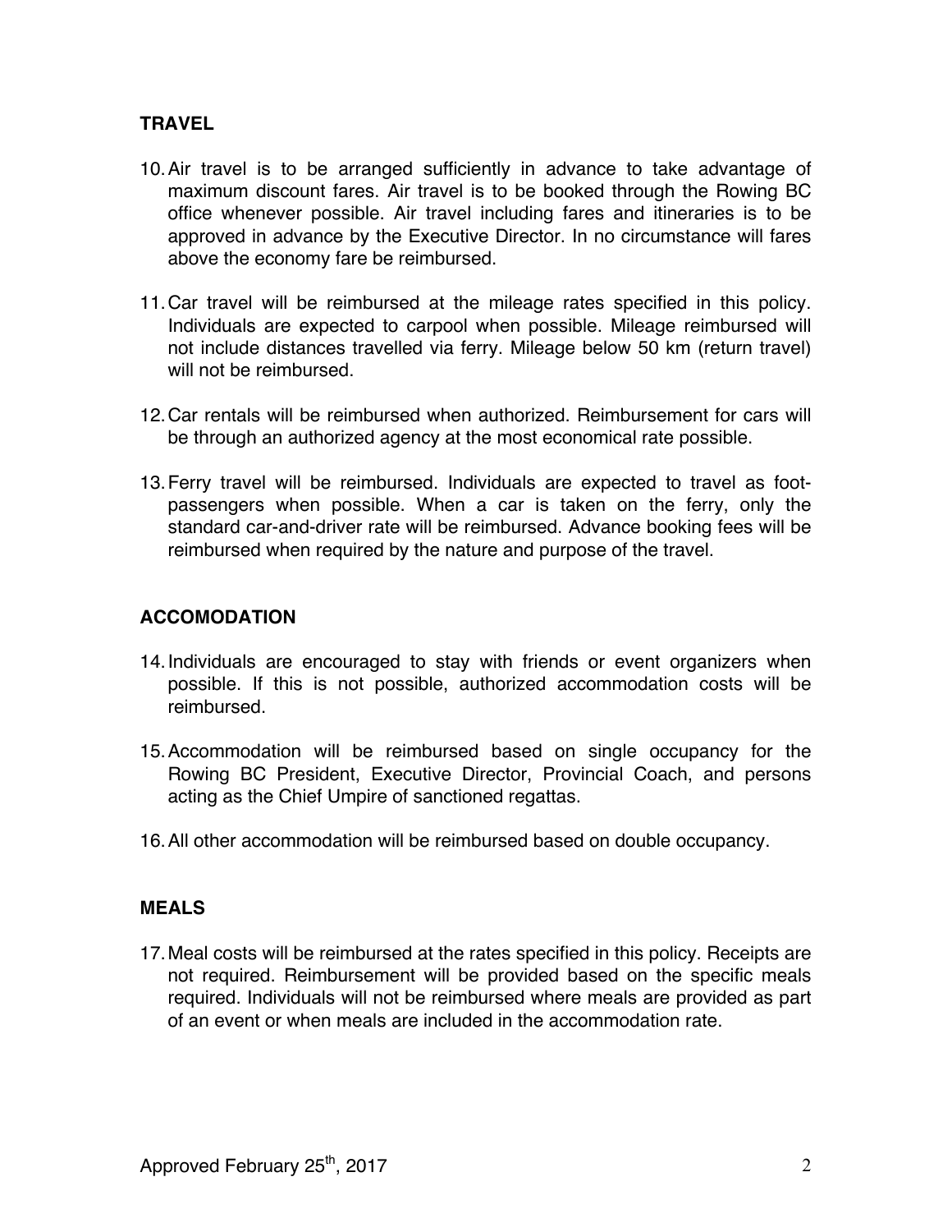## TRAVEL

10. Air travel is to be arranged sufficiently in advance to take advantage of maximum discount fares. Air travel is to be booked through the Rowing BC office whenever possible. Air travel including fares and itineraries is to be approved in advance by the Executive Director. In no circumstance will fares above the economy fare be reimbursed.

11. Car travel will be reimbursed at the mileage rates specified in this policy. Individuals are expected to carpool when possible. Mileage reimbursed will not include distances travelled via ferry. Mileage below 50 km (return travel) will not be reimbursed.

12. Car rentals will be reimbursed when authorized. Reimbursement for cars will be through an authorized agency at the most economical rate possible.

13. Ferry travel will be reimbursed. Individuals are expected to travel as foot-passengers when possible. When a car is taken on the ferry, only the standard car-and-driver rate will be reimbursed. Advance booking fees will be reimbursed when required by the nature and purpose of the travel.

## ACCOMODATION

14. Individuals are encouraged to stay with friends or event organizers when possible. If this is not possible, authorized accommodation costs will be reimbursed.

15. Accommodation will be reimbursed based on single occupancy for the Rowing BC President, Executive Director, Provincial Coach, and persons acting as the Chief Umpire of sanctioned regattas.

16. All other accommodation will be reimbursed based on double occupancy.

## MEALS

17. Meal costs will be reimbursed at the rates specified in this policy. Receipts are not required. Reimbursement will be provided based on the specific meals required. Individuals will not be reimbursed where meals are provided as part of an event or when meals are included in the accommodation rate.

Approved February 25th, 2017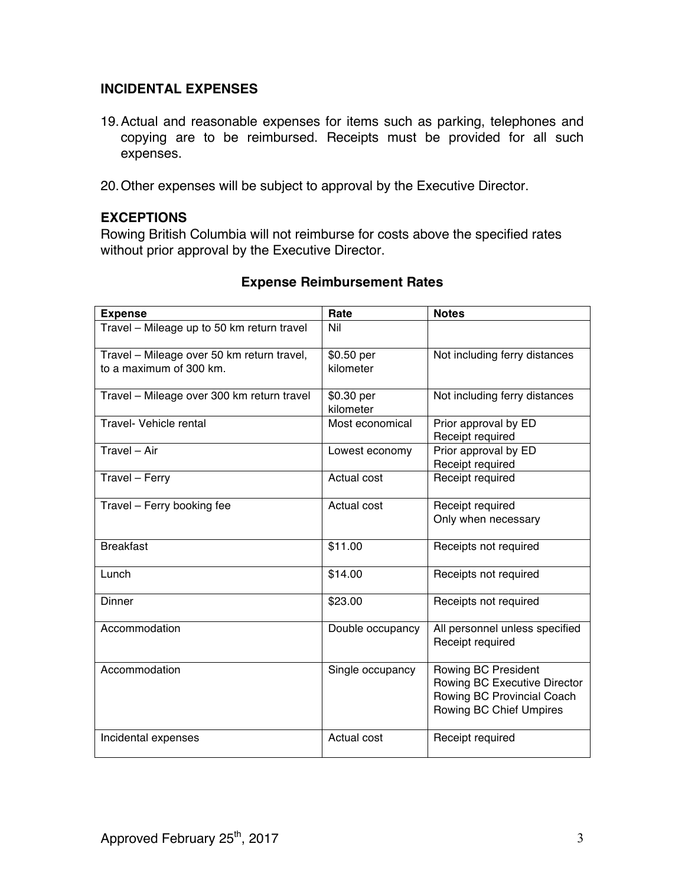## INCIDENTAL EXPENSES

19. Actual and reasonable expenses for items such as parking, telephones and copying are to be reimbursed. Receipts must be provided for all such expenses.

20. Other expenses will be subject to approval by the Executive Director.

## EXCEPTIONS

Rowing British Columbia will not reimburse for costs above the specified rates without prior approval by the Executive Director.

### Expense Reimbursement Rates

| Expense | Rate | Notes |
|---|---|---|
| Travel – Mileage up to 50 km return travel | Nil | |
| Travel – Mileage over 50 km return travel, to a maximum of 300 km. | $0.50 per kilometer | Not including ferry distances |
| Travel – Mileage over 300 km return travel | $0.30 per kilometer | Not including ferry distances |
| Travel- Vehicle rental | Most economical | Prior approval by ED<br>Receipt required |
| Travel – Air | Lowest economy | Prior approval by ED<br>Receipt required |
| Travel – Ferry | Actual cost | Receipt required |
| Travel – Ferry booking fee | Actual cost | Receipt required<br>Only when necessary |
| Breakfast | $11.00 | Receipts not required |
| Lunch | $14.00 | Receipts not required |
| Dinner | $23.00 | Receipts not required |
| Accommodation | Double occupancy | All personnel unless specified<br>Receipt required |
| Accommodation | Single occupancy | Rowing BC President<br>Rowing BC Executive Director<br>Rowing BC Provincial Coach<br>Rowing BC Chief Umpires |
| Incidental expenses | Actual cost | Receipt required |

Approved February 25th, 2017